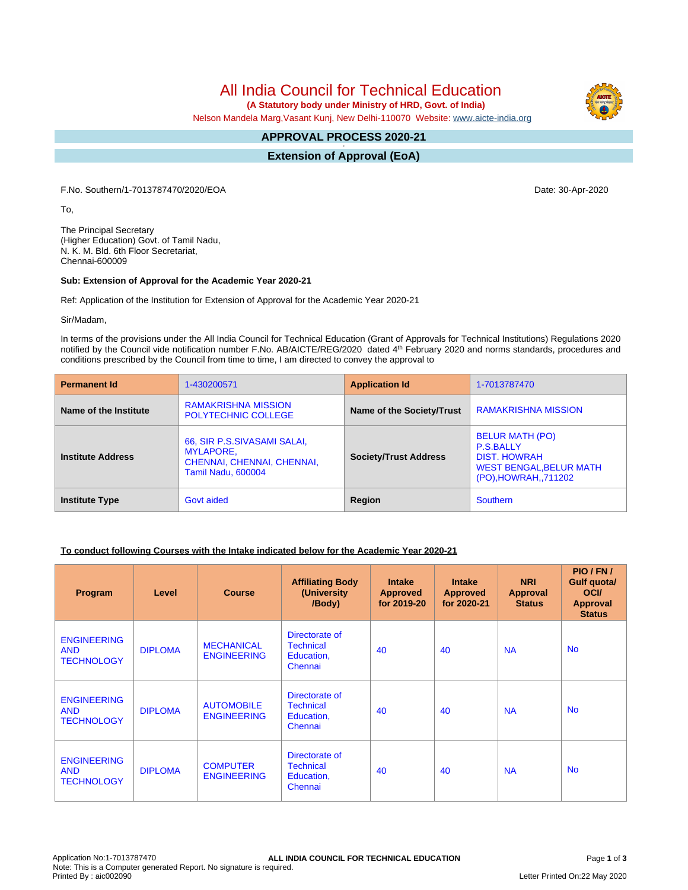# All India Council for Technical Education

**(A Statutory body under Ministry of HRD, Govt. of India)**

Nelson Mandela Marg,Vasant Kunj, New Delhi-110070 Website: www.aicte-india.org

## APPROVAL PROCESS 2020-21

## Extension of Approval (EoA)

F.No. Southern/1-7013787470/2020/EOA

Date: 30-Apr-2020

To,

The Principal Secretary
(Higher Education) Govt. of Tamil Nadu,
N. K. M. Bld. 6th Floor Secretariat,
Chennai-600009

**Sub: Extension of Approval for the Academic Year 2020-21**

Ref: Application of the Institution for Extension of Approval for the Academic Year 2020-21

Sir/Madam,

In terms of the provisions under the All India Council for Technical Education (Grant of Approvals for Technical Institutions) Regulations 2020 notified by the Council vide notification number F.No. AB/AICTE/REG/2020 dated 4th February 2020 and norms standards, procedures and conditions prescribed by the Council from time to time, I am directed to convey the approval to

| **Permanent Id** | 1-430200571 | **Application Id** | 1-7013787470 |
|---|---|---|---|
| **Name of the Institute** | RAMAKRISHNA MISSION POLYTECHNIC COLLEGE | **Name of the Society/Trust** | RAMAKRISHNA MISSION |
| **Institute Address** | 66, SIR P.S.SIVASAMI SALAI, MYLAPORE, CHENNAI, CHENNAI, CHENNAI, Tamil Nadu, 600004 | **Society/Trust Address** | BELUR MATH (PO) P.S.BALLY DIST. HOWRAH WEST BENGAL,BELUR MATH (PO),HOWRAH,,711202 |
| **Institute Type** | Govt aided | **Region** | Southern |

**To conduct following Courses with the Intake indicated below for the Academic Year 2020-21**

| Program | Level | Course | Affiliating Body (University /Body) | Intake Approved for 2019-20 | Intake Approved for 2020-21 | NRI Approval Status | PIO / FN / Gulf quota/ OCI/ Approval Status |
|---|---|---|---|---|---|---|---|
| ENGINEERING AND TECHNOLOGY | DIPLOMA | MECHANICAL ENGINEERING | Directorate of Technical Education, Chennai | 40 | 40 | NA | No |
| ENGINEERING AND TECHNOLOGY | DIPLOMA | AUTOMOBILE ENGINEERING | Directorate of Technical Education, Chennai | 40 | 40 | NA | No |
| ENGINEERING AND TECHNOLOGY | DIPLOMA | COMPUTER ENGINEERING | Directorate of Technical Education, Chennai | 40 | 40 | NA | No |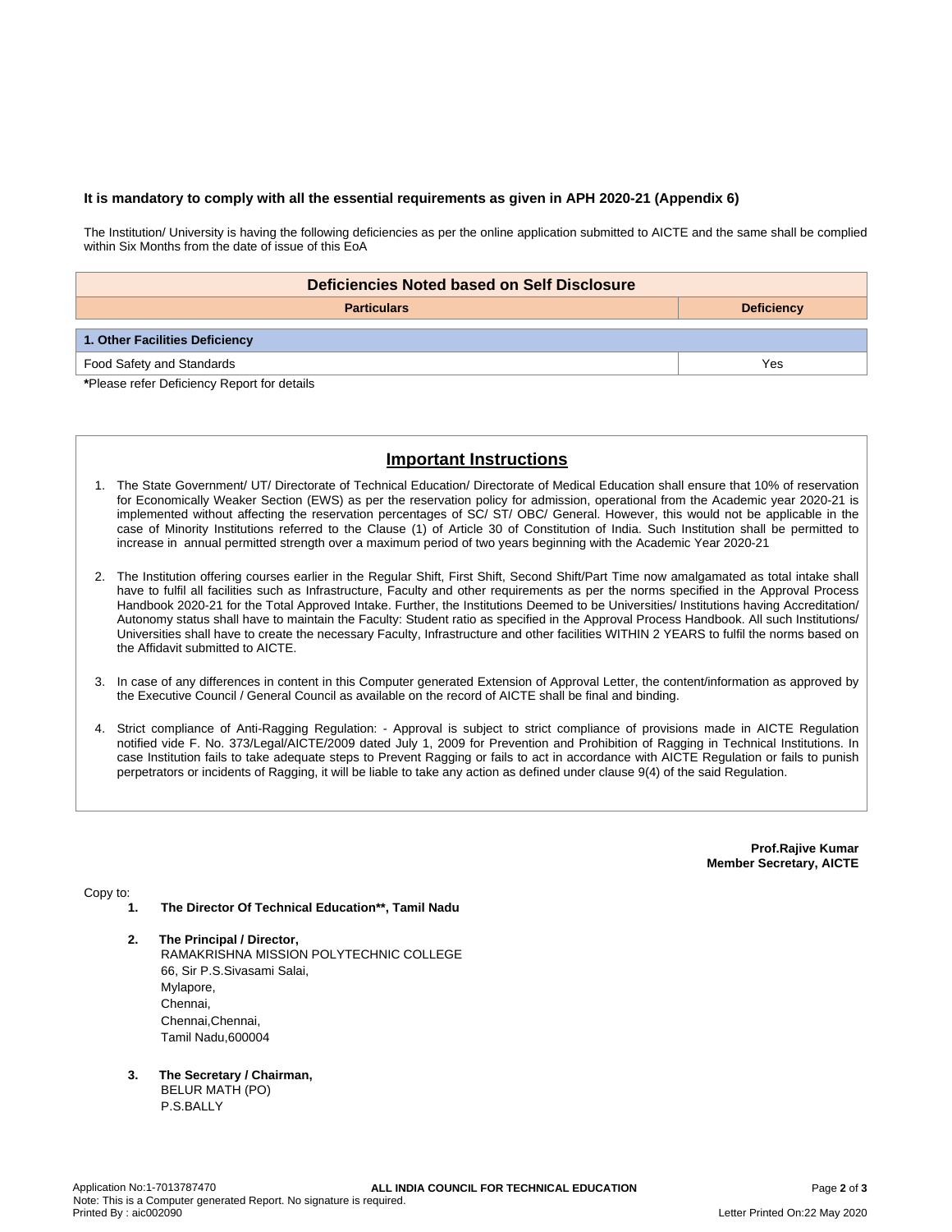**It is mandatory to comply with all the essential requirements as given in APH 2020-21 (Appendix 6)**

The Institution/ University is having the following deficiencies as per the online application submitted to AICTE and the same shall be complied within Six Months from the date of issue of this EoA

| Deficiencies Noted based on Self Disclosure | |
|---|---|
| **Particulars** | **Deficiency** |
| **1. Other Facilities Deficiency** | |
| Food Safety and Standards | Yes |

**\***Please refer Deficiency Report for details

## Important Instructions

1. The State Government/ UT/ Directorate of Technical Education/ Directorate of Medical Education shall ensure that 10% of reservation for Economically Weaker Section (EWS) as per the reservation policy for admission, operational from the Academic year 2020-21 is implemented without affecting the reservation percentages of SC/ ST/ OBC/ General. However, this would not be applicable in the case of Minority Institutions referred to the Clause (1) of Article 30 of Constitution of India. Such Institution shall be permitted to increase in annual permitted strength over a maximum period of two years beginning with the Academic Year 2020-21

2. The Institution offering courses earlier in the Regular Shift, First Shift, Second Shift/Part Time now amalgamated as total intake shall have to fulfil all facilities such as Infrastructure, Faculty and other requirements as per the norms specified in the Approval Process Handbook 2020-21 for the Total Approved Intake. Further, the Institutions Deemed to be Universities/ Institutions having Accreditation/ Autonomy status shall have to maintain the Faculty: Student ratio as specified in the Approval Process Handbook. All such Institutions/ Universities shall have to create the necessary Faculty, Infrastructure and other facilities WITHIN 2 YEARS to fulfil the norms based on the Affidavit submitted to AICTE.

3. In case of any differences in content in this Computer generated Extension of Approval Letter, the content/information as approved by the Executive Council / General Council as available on the record of AICTE shall be final and binding.

4. Strict compliance of Anti-Ragging Regulation: - Approval is subject to strict compliance of provisions made in AICTE Regulation notified vide F. No. 373/Legal/AICTE/2009 dated July 1, 2009 for Prevention and Prohibition of Ragging in Technical Institutions. In case Institution fails to take adequate steps to Prevent Ragging or fails to act in accordance with AICTE Regulation or fails to punish perpetrators or incidents of Ragging, it will be liable to take any action as defined under clause 9(4) of the said Regulation.

**Prof.Rajive Kumar**
**Member Secretary, AICTE**

Copy to:

1. **The Director Of Technical Education\*\*, Tamil Nadu**

2. **The Principal / Director,**
   RAMAKRISHNA MISSION POLYTECHNIC COLLEGE
   66, Sir P.S.Sivasami Salai,
   Mylapore,
   Chennai,
   Chennai,Chennai,
   Tamil Nadu,600004

3. **The Secretary / Chairman,**
   BELUR MATH (PO)
   P.S.BALLY

Application No:1-7013787470
Note: This is a Computer generated Report. No signature is required.
Printed By : aic002090
Letter Printed On:22 May 2020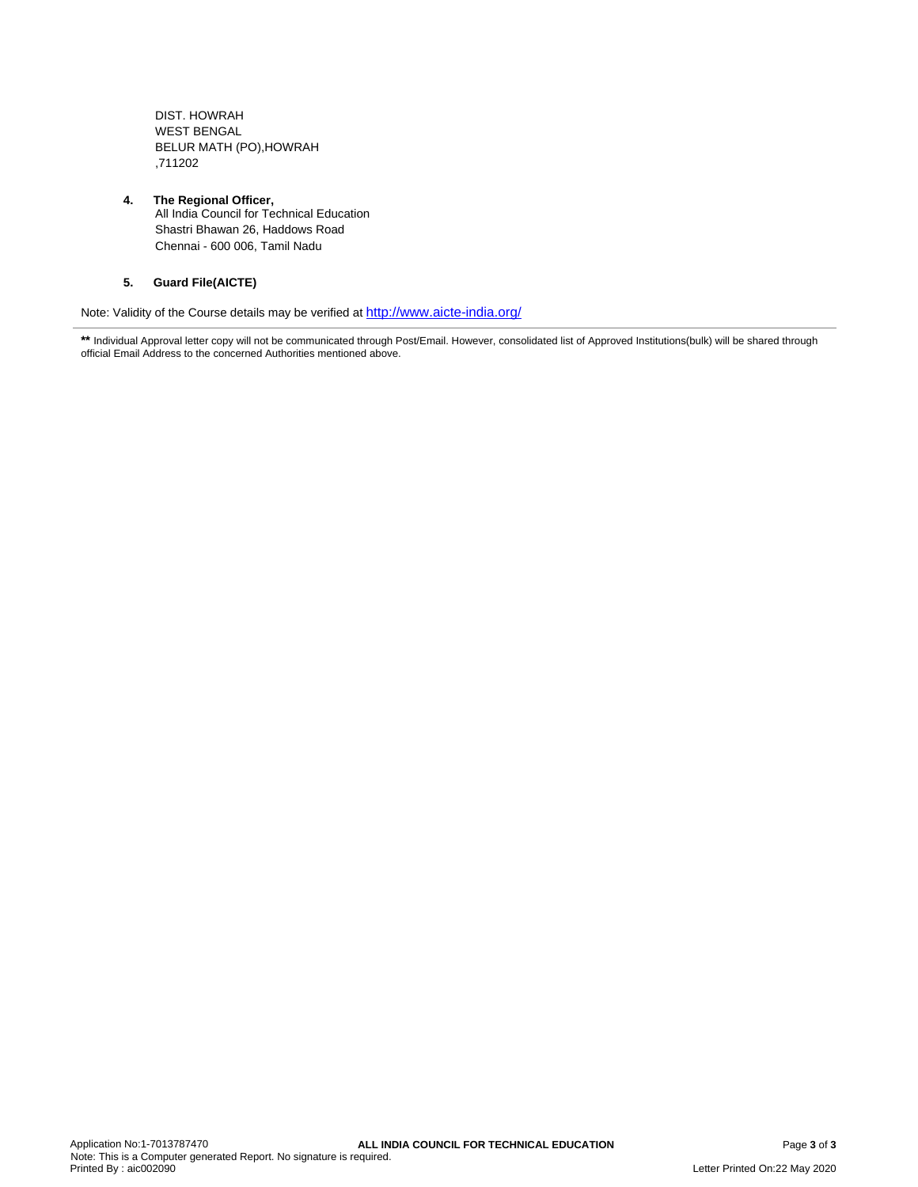DIST. HOWRAH
WEST BENGAL
BELUR MATH (PO),HOWRAH
,711202

4. **The Regional Officer,**
   All India Council for Technical Education
   Shastri Bhawan 26, Haddows Road
   Chennai - 600 006, Tamil Nadu

5. **Guard File(AICTE)**

Note: Validity of the Course details may be verified at http://www.aicte-india.org/

---

**\*\*** Individual Approval letter copy will not be communicated through Post/Email. However, consolidated list of Approved Institutions(bulk) will be shared through official Email Address to the concerned Authorities mentioned above.

Application No:1-7013787470

Note: This is a Computer generated Report. No signature is required.

Printed By : aic002090

Letter Printed On:22 May 2020